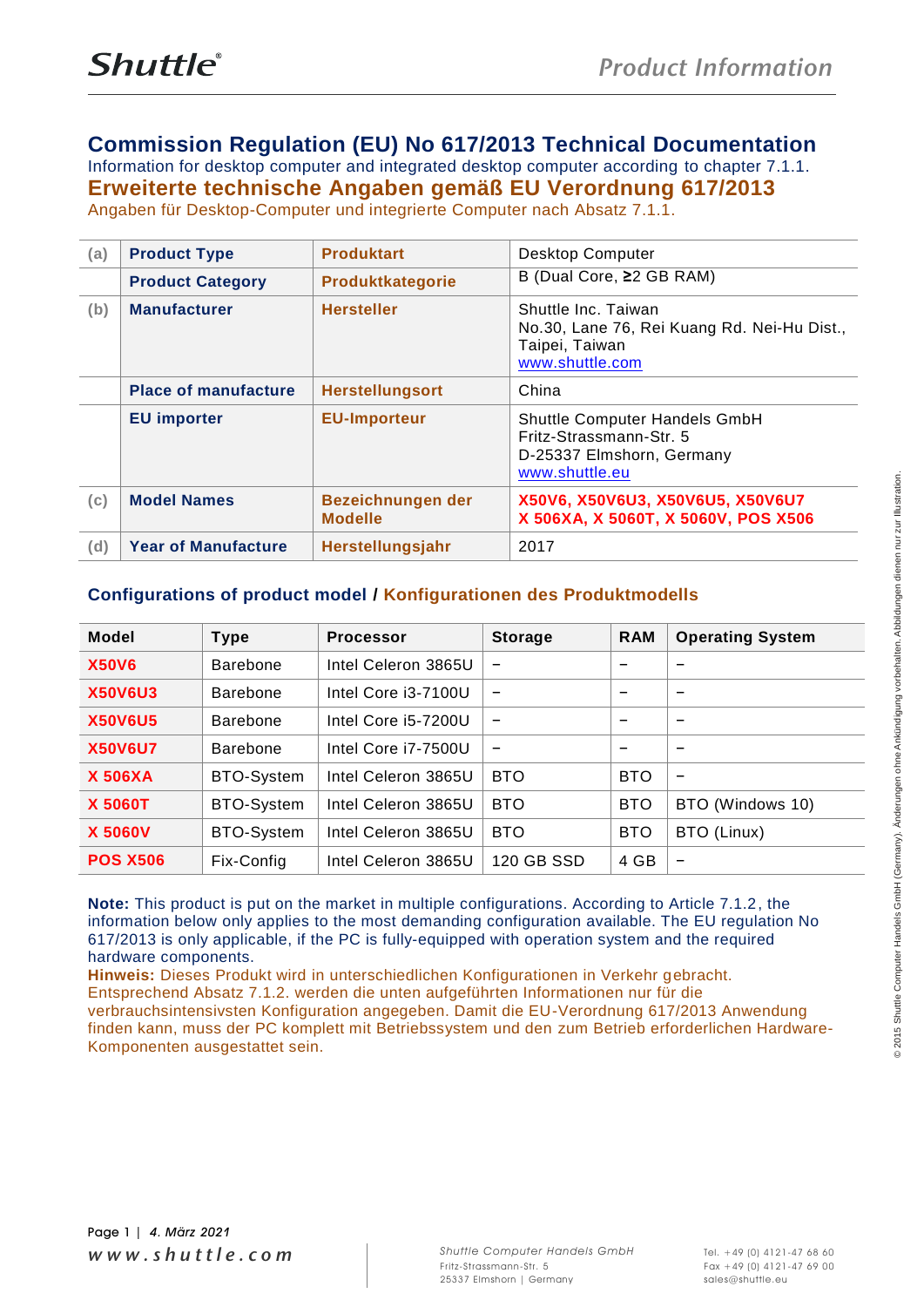# Commission Regulation (EU) No 617/2013 Technical Documentation

Information for desktop computer and integrated desktop computer according to chapter 7.1.1.

# Erweiterte technische Angaben gemäß EU Verordnung 617/2013

Angaben für Desktop-Computer und integrierte Computer nach Absatz 7.1.1.

| | | | |
|---|---|---|---|
| (a) | **Product Type** | **Produktart** | Desktop Computer |
| | **Product Category** | **Produktkategorie** | B (Dual Core, ≥2 GB RAM) |
| (b) | **Manufacturer** | **Hersteller** | Shuttle Inc. Taiwan<br>No.30, Lane 76, Rei Kuang Rd. Nei-Hu Dist., Taipei, Taiwan<br>www.shuttle.com |
| | **Place of manufacture** | **Herstellungsort** | China |
| | **EU importer** | **EU-Importeur** | Shuttle Computer Handels GmbH<br>Fritz-Strassmann-Str. 5<br>D-25337 Elmshorn, Germany<br>www.shuttle.eu |
| (c) | **Model Names** | **Bezeichnungen der Modelle** | **X50V6, X50V6U3, X50V6U5, X50V6U7<br>X 506XA, X 5060T, X 5060V, POS X506** |
| (d) | **Year of Manufacture** | **Herstellungsjahr** | 2017 |

## Configurations of product model / Konfigurationen des Produktmodells

| Model | Type | Processor | Storage | RAM | Operating System |
|---|---|---|---|---|---|
| **X50V6** | Barebone | Intel Celeron 3865U | – | – | – |
| **X50V6U3** | Barebone | Intel Core i3-7100U | – | – | – |
| **X50V6U5** | Barebone | Intel Core i5-7200U | – | – | – |
| **X50V6U7** | Barebone | Intel Core i7-7500U | – | – | – |
| **X 506XA** | BTO-System | Intel Celeron 3865U | BTO | BTO | – |
| **X 5060T** | BTO-System | Intel Celeron 3865U | BTO | BTO | BTO (Windows 10) |
| **X 5060V** | BTO-System | Intel Celeron 3865U | BTO | BTO | BTO (Linux) |
| **POS X506** | Fix-Config | Intel Celeron 3865U | 120 GB SSD | 4 GB | – |

**Note:** This product is put on the market in multiple configurations. According to Article 7.1.2, the information below only applies to the most demanding configuration available. The EU regulation No 617/2013 is only applicable, if the PC is fully-equipped with operation system and the required hardware components.

**Hinweis:** Dieses Produkt wird in unterschiedlichen Konfigurationen in Verkehr gebracht. Entsprechend Absatz 7.1.2. werden die unten aufgeführten Informationen nur für die verbrauchsintensivsten Konfiguration angegeben. Damit die EU-Verordnung 617/2013 Anwendung finden kann, muss der PC komplett mit Betriebssystem und den zum Betrieb erforderlichen Hardware-Komponenten ausgestattet sein.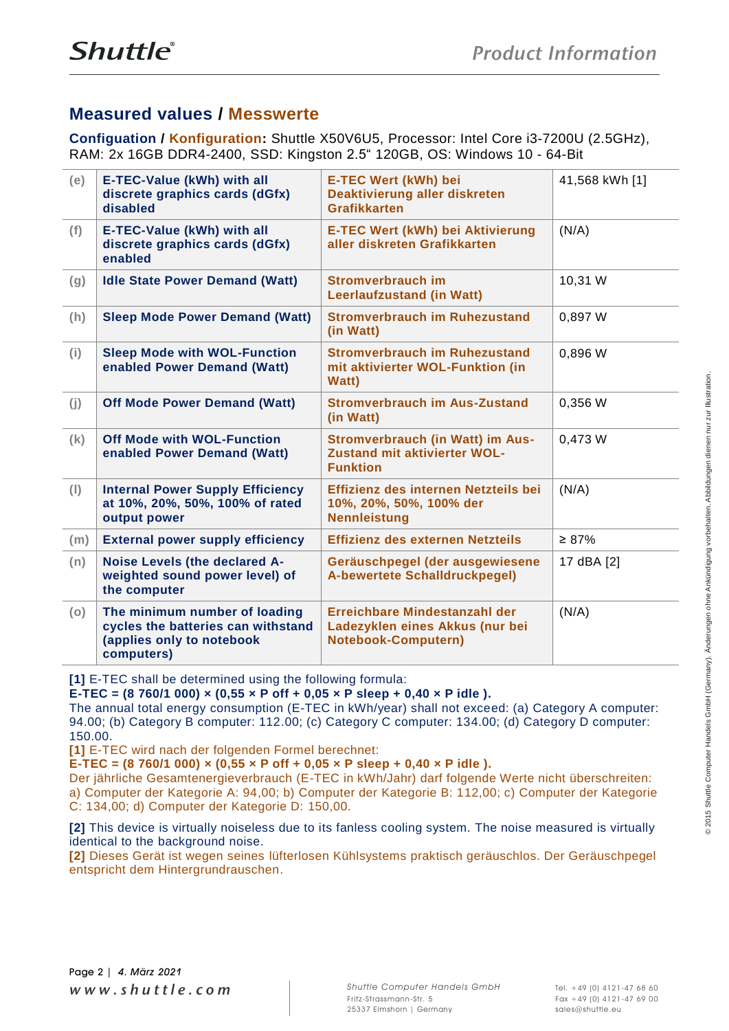## Measured values / Messwerte

**Configuation / Konfiguration:** Shuttle X50V6U5, Processor: Intel Core i3-7200U (2.5GHz), RAM: 2x 16GB DDR4-2400, SSD: Kingston 2.5“ 120GB, OS: Windows 10 - 64-Bit

| | | | |
|---|---|---|---|
| (e) | **E-TEC-Value (kWh) with all discrete graphics cards (dGfx) disabled** | **E-TEC Wert (kWh) bei Deaktivierung aller diskreten Grafikkarten** | 41,568 kWh [1] |
| (f) | **E-TEC-Value (kWh) with all discrete graphics cards (dGfx) enabled** | **E-TEC Wert (kWh) bei Aktivierung aller diskreten Grafikkarten** | (N/A) |
| (g) | **Idle State Power Demand (Watt)** | **Stromverbrauch im Leerlaufzustand (in Watt)** | 10,31 W |
| (h) | **Sleep Mode Power Demand (Watt)** | **Stromverbrauch im Ruhezustand (in Watt)** | 0,897 W |
| (i) | **Sleep Mode with WOL-Function enabled Power Demand (Watt)** | **Stromverbrauch im Ruhezustand mit aktivierter WOL-Funktion (in Watt)** | 0,896 W |
| (j) | **Off Mode Power Demand (Watt)** | **Stromverbrauch im Aus-Zustand (in Watt)** | 0,356 W |
| (k) | **Off Mode with WOL-Function enabled Power Demand (Watt)** | **Stromverbrauch (in Watt) im Aus-Zustand mit aktivierter WOL-Funktion** | 0,473 W |
| (l) | **Internal Power Supply Efficiency at 10%, 20%, 50%, 100% of rated output power** | **Effizienz des internen Netzteils bei 10%, 20%, 50%, 100% der Nennleistung** | (N/A) |
| (m) | **External power supply efficiency** | **Effizienz des externen Netzteils** | ≥ 87% |
| (n) | **Noise Levels (the declared A-weighted sound power level) of the computer** | **Geräuschpegel (der ausgewiesene A-bewertete Schalldruckpegel)** | 17 dBA [2] |
| (o) | **The minimum number of loading cycles the batteries can withstand (applies only to notebook computers)** | **Erreichbare Mindestanzahl der Ladezyklen eines Akkus (nur bei Notebook-Computern)** | (N/A) |

**[1]** E-TEC shall be determined using the following formula:
**E-TEC = (8 760/1 000) × (0,55 × P off + 0,05 × P sleep + 0,40 × P idle ).**
The annual total energy consumption (E-TEC in kWh/year) shall not exceed: (a) Category A computer: 94.00; (b) Category B computer: 112.00; (c) Category C computer: 134.00; (d) Category D computer: 150.00.

**[1]** E-TEC wird nach der folgenden Formel berechnet:
**E-TEC = (8 760/1 000) × (0,55 × P off + 0,05 × P sleep + 0,40 × P idle ).**
Der jährliche Gesamtenergieverbrauch (E-TEC in kWh/Jahr) darf folgende Werte nicht überschreiten: a) Computer der Kategorie A: 94,00; b) Computer der Kategorie B: 112,00; c) Computer der Kategorie C: 134,00; d) Computer der Kategorie D: 150,00.

**[2]** This device is virtually noiseless due to its fanless cooling system. The noise measured is virtually identical to the background noise.
**[2]** Dieses Gerät ist wegen seines lüfterlosen Kühlsystems praktisch geräuschlos. Der Geräuschpegel entspricht dem Hintergrundrauschen.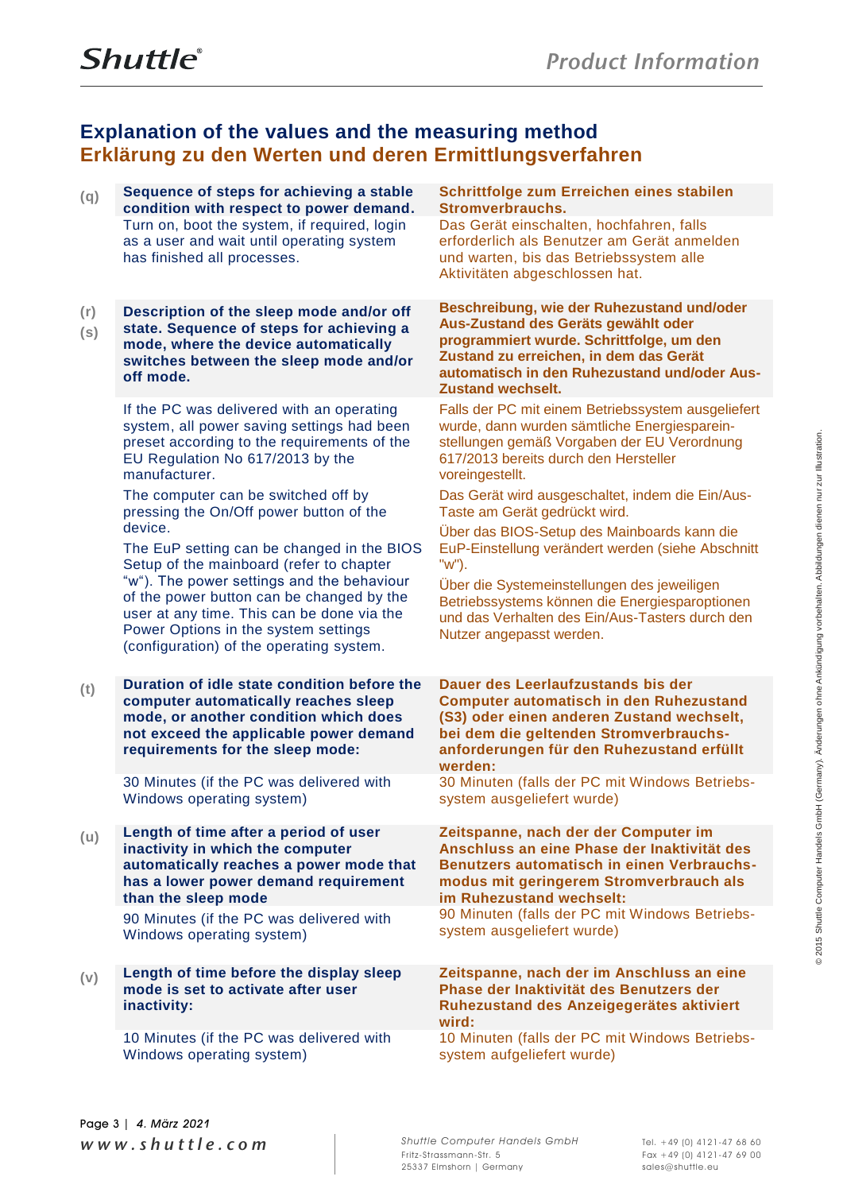## Explanation of the values and the measuring method
## Erklärung zu den Werten und deren Ermittlungsverfahren

| | English | Deutsch |
|---|---|---|
| (q) | **Sequence of steps for achieving a stable condition with respect to power demand.** | **Schrittfolge zum Erreichen eines stabilen Stromverbrauchs.** |
| | Turn on, boot the system, if required, login as a user and wait until operating system has finished all processes. | Das Gerät einschalten, hochfahren, falls erforderlich als Benutzer am Gerät anmelden und warten, bis das Betriebssystem alle Aktivitäten abgeschlossen hat. |
| (r) (s) | **Description of the sleep mode and/or off state. Sequence of steps for achieving a mode, where the device automatically switches between the sleep mode and/or off mode.** | **Beschreibung, wie der Ruhezustand und/oder Aus-Zustand des Geräts gewählt oder programmiert wurde. Schrittfolge, um den Zustand zu erreichen, in dem das Gerät automatisch in den Ruhezustand und/oder Aus-Zustand wechselt.** |
| | If the PC was delivered with an operating system, all power saving settings had been preset according to the requirements of the EU Regulation No 617/2013 by the manufacturer.<br>The computer can be switched off by pressing the On/Off power button of the device.<br>The EuP setting can be changed in the BIOS Setup of the mainboard (refer to chapter "w"). The power settings and the behaviour of the power button can be changed by the user at any time. This can be done via the Power Options in the system settings (configuration) of the operating system. | Falls der PC mit einem Betriebssystem ausgeliefert wurde, dann wurden sämtliche Energiespareinstellungen gemäß Vorgaben der EU Verordnung 617/2013 bereits durch den Hersteller voreingestellt.<br>Das Gerät wird ausgeschaltet, indem die Ein/Aus-Taste am Gerät gedrückt wird.<br>Über das BIOS-Setup des Mainboards kann die EuP-Einstellung verändert werden (siehe Abschnitt "w").<br>Über die Systemeinstellungen des jeweiligen Betriebssystems können die Energiesparoptionen und das Verhalten des Ein/Aus-Tasters durch den Nutzer angepasst werden. |
| (t) | **Duration of idle state condition before the computer automatically reaches sleep mode, or another condition which does not exceed the applicable power demand requirements for the sleep mode:** | **Dauer des Leerlaufzustands bis der Computer automatisch in den Ruhezustand (S3) oder einen anderen Zustand wechselt, bei dem die geltenden Stromverbrauchs-anforderungen für den Ruhezustand erfüllt werden:** |
| | 30 Minutes (if the PC was delivered with Windows operating system) | 30 Minuten (falls der PC mit Windows Betriebs-system ausgeliefert wurde) |
| (u) | **Length of time after a period of user inactivity in which the computer automatically reaches a power mode that has a lower power demand requirement than the sleep mode** | **Zeitspanne, nach der der Computer im Anschluss an eine Phase der Inaktivität des Benutzers automatisch in einen Verbrauchs-modus mit geringerem Stromverbrauch als im Ruhezustand wechselt:** |
| | 90 Minutes (if the PC was delivered with Windows operating system) | 90 Minuten (falls der PC mit Windows Betriebs-system ausgeliefert wurde) |
| (v) | **Length of time before the display sleep mode is set to activate after user inactivity:** | **Zeitspanne, nach der im Anschluss an eine Phase der Inaktivität des Benutzers der Ruhezustand des Anzeigegerätes aktiviert wird:** |
| | 10 Minutes (if the PC was delivered with Windows operating system) | 10 Minuten (falls der PC mit Windows Betriebs-system aufgeliefert wurde) |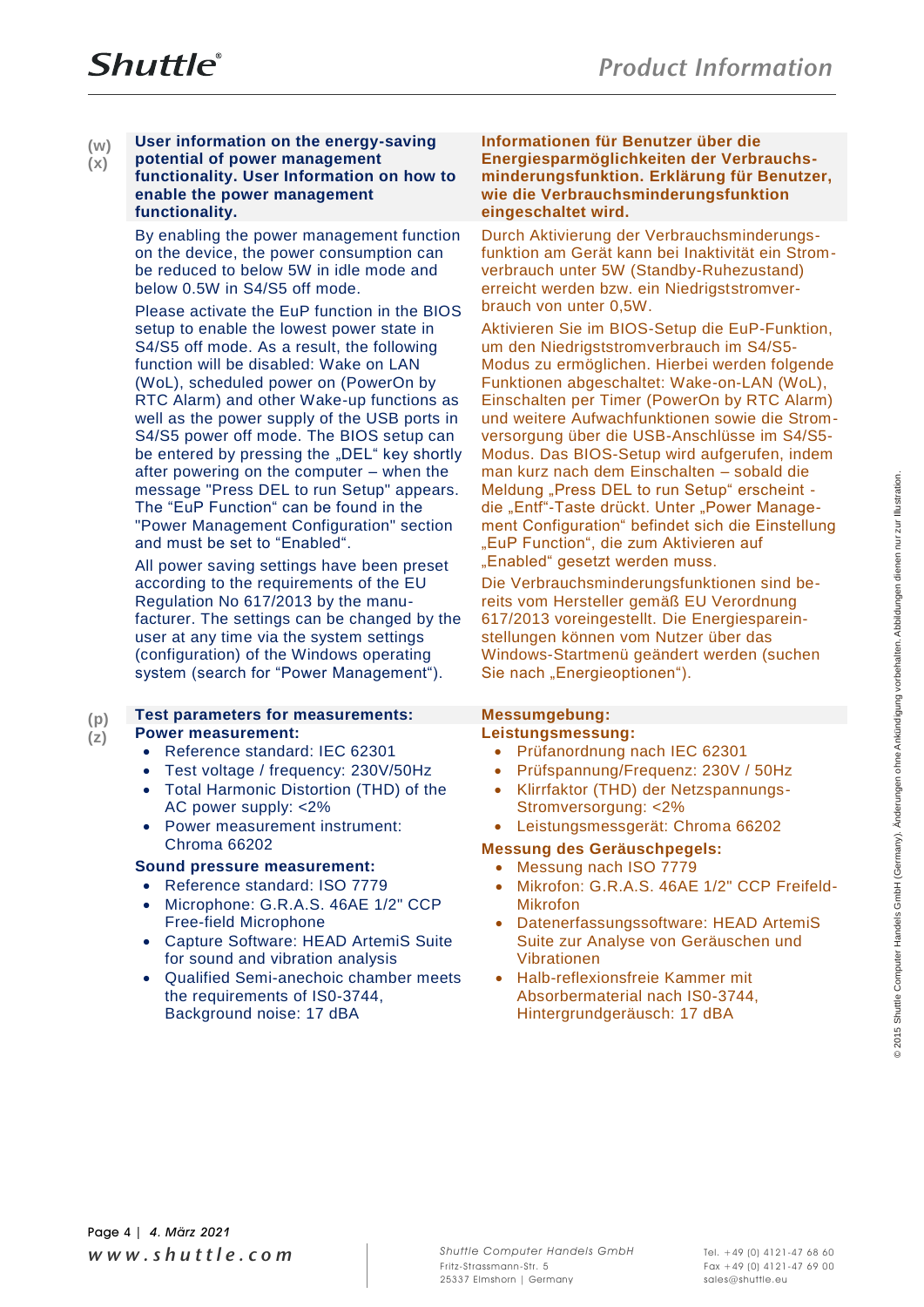(w)
(x)

**User information on the energy-saving potential of power management functionality. User Information on how to enable the power management functionality.**

By enabling the power management function on the device, the power consumption can be reduced to below 5W in idle mode and below 0.5W in S4/S5 off mode.

Please activate the EuP function in the BIOS setup to enable the lowest power state in S4/S5 off mode. As a result, the following function will be disabled: Wake on LAN (WoL), scheduled power on (PowerOn by RTC Alarm) and other Wake-up functions as well as the power supply of the USB ports in S4/S5 power off mode. The BIOS setup can be entered by pressing the „DEL“ key shortly after powering on the computer – when the message "Press DEL to run Setup" appears. The “EuP Function“ can be found in the "Power Management Configuration" section and must be set to “Enabled“.

All power saving settings have been preset according to the requirements of the EU Regulation No 617/2013 by the manufacturer. The settings can be changed by the user at any time via the system settings (configuration) of the Windows operating system (search for “Power Management“).

**Informationen für Benutzer über die Energiesparmöglichkeiten der Verbrauchsminderungsfunktion. Erklärung für Benutzer, wie die Verbrauchsminderungsfunktion eingeschaltet wird.**

Durch Aktivierung der Verbrauchsminderungsfunktion am Gerät kann bei Inaktivität ein Stromverbrauch unter 5W (Standby-Ruhezustand) erreicht werden bzw. ein Niedrigststromverbrauch von unter 0,5W.

Aktivieren Sie im BIOS-Setup die EuP-Funktion, um den Niedrigststromverbrauch im S4/S5-Modus zu ermöglichen. Hierbei werden folgende Funktionen abgeschaltet: Wake-on-LAN (WoL), Einschalten per Timer (PowerOn by RTC Alarm) und weitere Aufwachfunktionen sowie die Stromversorgung über die USB-Anschlüsse im S4/S5-Modus. Das BIOS-Setup wird aufgerufen, indem man kurz nach dem Einschalten – sobald die Meldung „Press DEL to run Setup“ erscheint - die „Entf“-Taste drückt. Unter „Power Management Configuration“ befindet sich die Einstellung „EuP Function“, die zum Aktivieren auf „Enabled“ gesetzt werden muss.

Die Verbrauchsminderungsfunktionen sind bereits vom Hersteller gemäß EU Verordnung 617/2013 voreingestellt. Die Energiespareinstellungen können vom Nutzer über das Windows-Startmenü geändert werden (suchen Sie nach „Energieoptionen“).

(p)
(z)

**Test parameters for measurements:**

**Power measurement:**

- Reference standard: IEC 62301
- Test voltage / frequency: 230V/50Hz
- Total Harmonic Distortion (THD) of the AC power supply: <2%
- Power measurement instrument: Chroma 66202

**Sound pressure measurement:**

- Reference standard: ISO 7779
- Microphone: G.R.A.S. 46AE 1/2" CCP Free-field Microphone
- Capture Software: HEAD ArtemiS Suite for sound and vibration analysis
- Qualified Semi-anechoic chamber meets the requirements of IS0-3744, Background noise: 17 dBA

**Messumgebung:**

**Leistungsmessung:**

- Prüfanordnung nach IEC 62301
- Prüfspannung/Frequenz: 230V / 50Hz
- Klirrfaktor (THD) der Netzspannungs-Stromversorgung: <2%
- Leistungsmessgerät: Chroma 66202

**Messung des Geräuschpegels:**

- Messung nach ISO 7779
- Mikrofon: G.R.A.S. 46AE 1/2" CCP Freifeld-Mikrofon
- Datenerfassungssoftware: HEAD ArtemiS Suite zur Analyse von Geräuschen und Vibrationen
- Halb-reflexionsfreie Kammer mit Absorbermaterial nach IS0-3744, Hintergrundgeräusch: 17 dBA